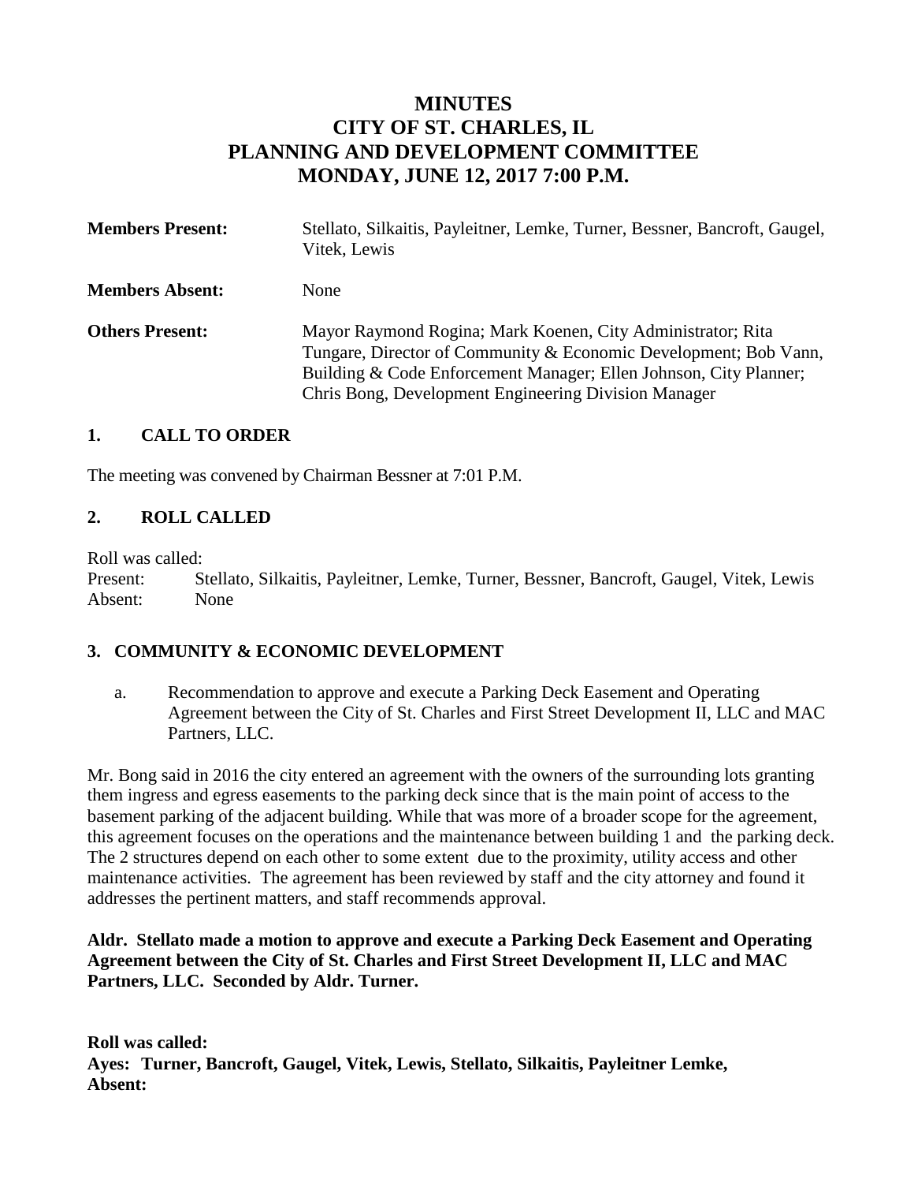# MINUTES
# CITY OF ST. CHARLES, IL
# PLANNING AND DEVELOPMENT COMMITTEE
# MONDAY, JUNE 12, 2017 7:00 P.M.

**Members Present:** Stellato, Silkaitis, Payleitner, Lemke, Turner, Bessner, Bancroft, Gaugel, Vitek, Lewis

**Members Absent:** None

**Others Present:** Mayor Raymond Rogina; Mark Koenen, City Administrator; Rita Tungare, Director of Community & Economic Development; Bob Vann, Building & Code Enforcement Manager; Ellen Johnson, City Planner; Chris Bong, Development Engineering Division Manager

## 1. CALL TO ORDER

The meeting was convened by Chairman Bessner at 7:01 P.M.

## 2. ROLL CALLED

Roll was called:
Present: Stellato, Silkaitis, Payleitner, Lemke, Turner, Bessner, Bancroft, Gaugel, Vitek, Lewis
Absent: None

## 3. COMMUNITY & ECONOMIC DEVELOPMENT

a. Recommendation to approve and execute a Parking Deck Easement and Operating Agreement between the City of St. Charles and First Street Development II, LLC and MAC Partners, LLC.

Mr. Bong said in 2016 the city entered an agreement with the owners of the surrounding lots granting them ingress and egress easements to the parking deck since that is the main point of access to the basement parking of the adjacent building. While that was more of a broader scope for the agreement, this agreement focuses on the operations and the maintenance between building 1 and the parking deck. The 2 structures depend on each other to some extent due to the proximity, utility access and other maintenance activities. The agreement has been reviewed by staff and the city attorney and found it addresses the pertinent matters, and staff recommends approval.

**Aldr. Stellato made a motion to approve and execute a Parking Deck Easement and Operating Agreement between the City of St. Charles and First Street Development II, LLC and MAC Partners, LLC. Seconded by Aldr. Turner.**

**Roll was called:**
**Ayes: Turner, Bancroft, Gaugel, Vitek, Lewis, Stellato, Silkaitis, Payleitner Lemke,**
**Absent:**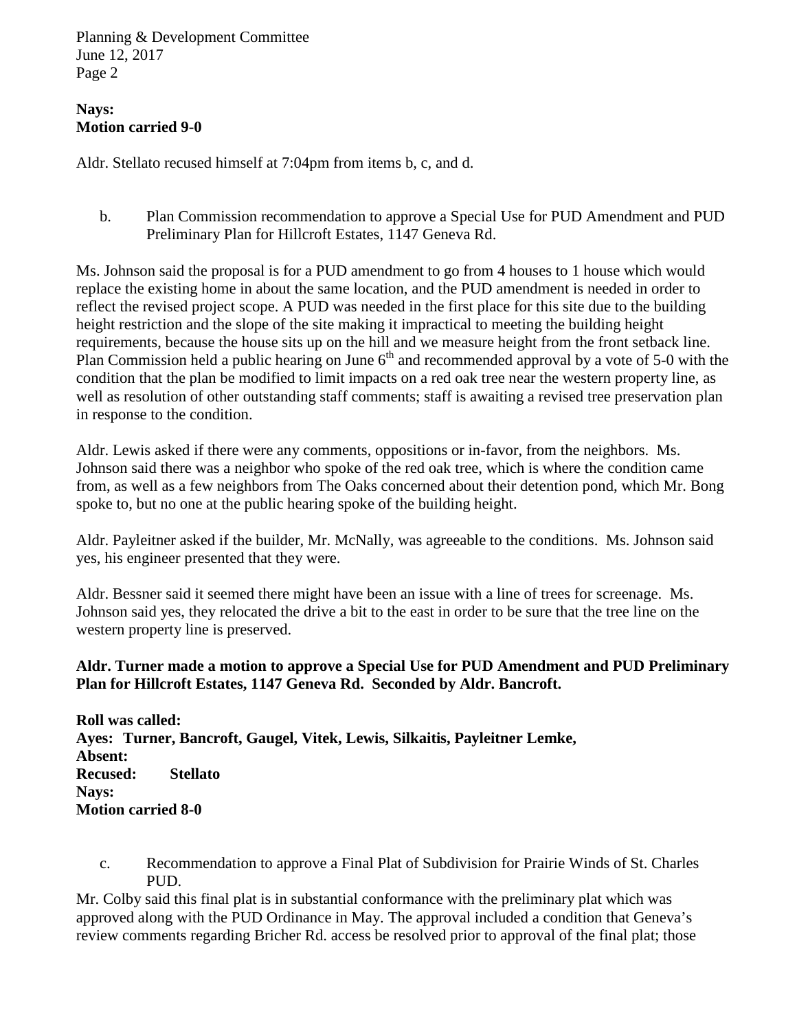**Nays:**
**Motion carried 9-0**

Aldr. Stellato recused himself at 7:04pm from items b, c, and d.

b. Plan Commission recommendation to approve a Special Use for PUD Amendment and PUD Preliminary Plan for Hillcroft Estates, 1147 Geneva Rd.

Ms. Johnson said the proposal is for a PUD amendment to go from 4 houses to 1 house which would replace the existing home in about the same location, and the PUD amendment is needed in order to reflect the revised project scope. A PUD was needed in the first place for this site due to the building height restriction and the slope of the site making it impractical to meeting the building height requirements, because the house sits up on the hill and we measure height from the front setback line. Plan Commission held a public hearing on June 6th and recommended approval by a vote of 5-0 with the condition that the plan be modified to limit impacts on a red oak tree near the western property line, as well as resolution of other outstanding staff comments; staff is awaiting a revised tree preservation plan in response to the condition.

Aldr. Lewis asked if there were any comments, oppositions or in-favor, from the neighbors. Ms. Johnson said there was a neighbor who spoke of the red oak tree, which is where the condition came from, as well as a few neighbors from The Oaks concerned about their detention pond, which Mr. Bong spoke to, but no one at the public hearing spoke of the building height.

Aldr. Payleitner asked if the builder, Mr. McNally, was agreeable to the conditions. Ms. Johnson said yes, his engineer presented that they were.

Aldr. Bessner said it seemed there might have been an issue with a line of trees for screenage. Ms. Johnson said yes, they relocated the drive a bit to the east in order to be sure that the tree line on the western property line is preserved.

**Aldr. Turner made a motion to approve a Special Use for PUD Amendment and PUD Preliminary Plan for Hillcroft Estates, 1147 Geneva Rd. Seconded by Aldr. Bancroft.**

**Roll was called:**
**Ayes: Turner, Bancroft, Gaugel, Vitek, Lewis, Silkaitis, Payleitner Lemke,**
**Absent:**
**Recused: Stellato**
**Nays:**
**Motion carried 8-0**

c. Recommendation to approve a Final Plat of Subdivision for Prairie Winds of St. Charles PUD.

Mr. Colby said this final plat is in substantial conformance with the preliminary plat which was approved along with the PUD Ordinance in May. The approval included a condition that Geneva's review comments regarding Bricher Rd. access be resolved prior to approval of the final plat; those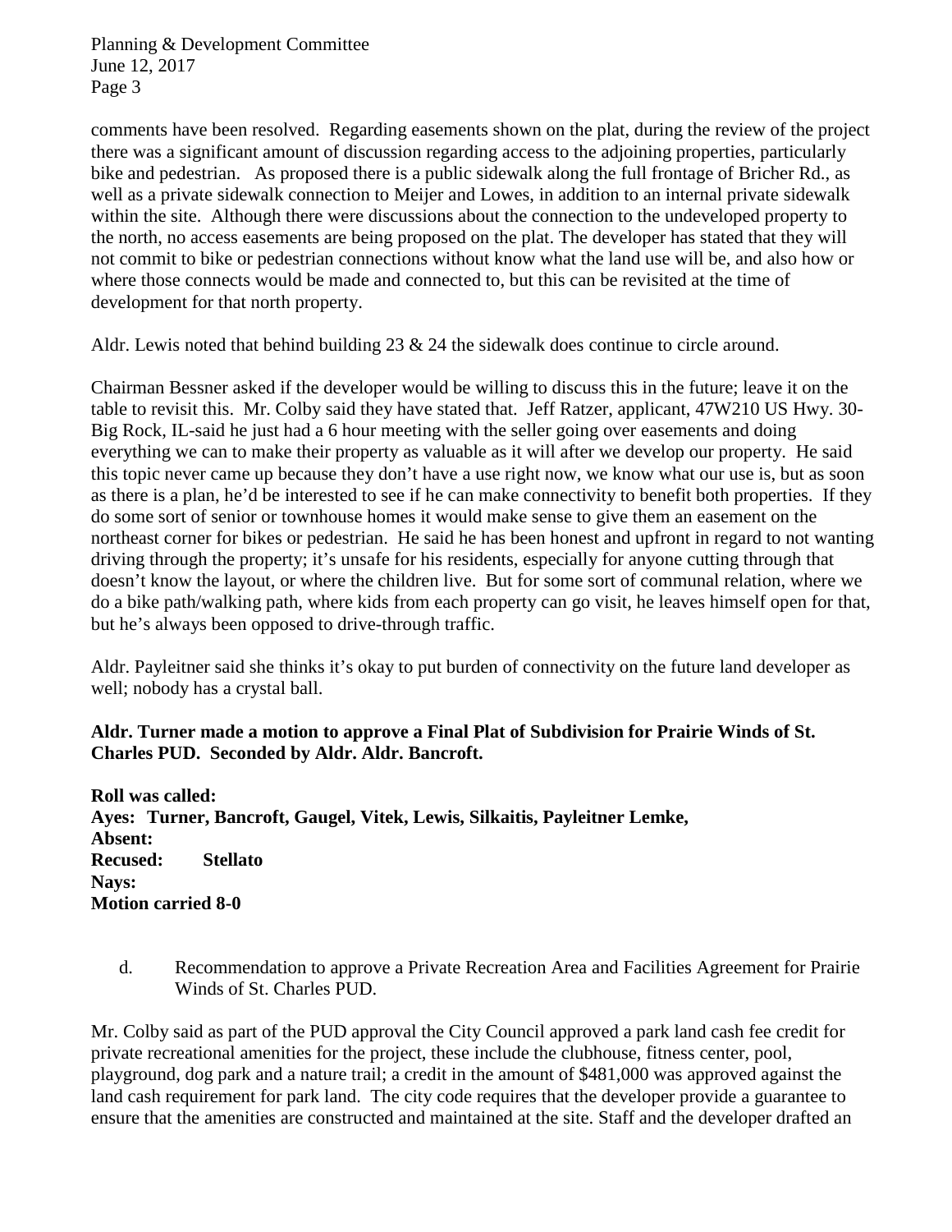comments have been resolved. Regarding easements shown on the plat, during the review of the project there was a significant amount of discussion regarding access to the adjoining properties, particularly bike and pedestrian. As proposed there is a public sidewalk along the full frontage of Bricher Rd., as well as a private sidewalk connection to Meijer and Lowes, in addition to an internal private sidewalk within the site. Although there were discussions about the connection to the undeveloped property to the north, no access easements are being proposed on the plat. The developer has stated that they will not commit to bike or pedestrian connections without know what the land use will be, and also how or where those connects would be made and connected to, but this can be revisited at the time of development for that north property.

Aldr. Lewis noted that behind building 23 & 24 the sidewalk does continue to circle around.

Chairman Bessner asked if the developer would be willing to discuss this in the future; leave it on the table to revisit this. Mr. Colby said they have stated that. Jeff Ratzer, applicant, 47W210 US Hwy. 30-Big Rock, IL-said he just had a 6 hour meeting with the seller going over easements and doing everything we can to make their property as valuable as it will after we develop our property. He said this topic never came up because they don't have a use right now, we know what our use is, but as soon as there is a plan, he'd be interested to see if he can make connectivity to benefit both properties. If they do some sort of senior or townhouse homes it would make sense to give them an easement on the northeast corner for bikes or pedestrian. He said he has been honest and upfront in regard to not wanting driving through the property; it's unsafe for his residents, especially for anyone cutting through that doesn't know the layout, or where the children live. But for some sort of communal relation, where we do a bike path/walking path, where kids from each property can go visit, he leaves himself open for that, but he's always been opposed to drive-through traffic.

Aldr. Payleitner said she thinks it's okay to put burden of connectivity on the future land developer as well; nobody has a crystal ball.

**Aldr. Turner made a motion to approve a Final Plat of Subdivision for Prairie Winds of St. Charles PUD. Seconded by Aldr. Aldr. Bancroft.**

**Roll was called:**
**Ayes: Turner, Bancroft, Gaugel, Vitek, Lewis, Silkaitis, Payleitner Lemke,**
**Absent:**
**Recused: Stellato**
**Nays:**
**Motion carried 8-0**

d. Recommendation to approve a Private Recreation Area and Facilities Agreement for Prairie Winds of St. Charles PUD.

Mr. Colby said as part of the PUD approval the City Council approved a park land cash fee credit for private recreational amenities for the project, these include the clubhouse, fitness center, pool, playground, dog park and a nature trail; a credit in the amount of $481,000 was approved against the land cash requirement for park land. The city code requires that the developer provide a guarantee to ensure that the amenities are constructed and maintained at the site. Staff and the developer drafted an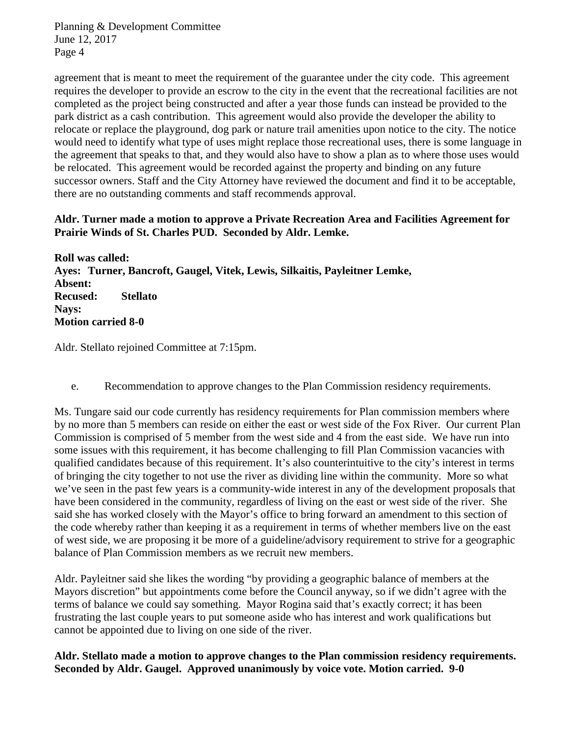agreement that is meant to meet the requirement of the guarantee under the city code. This agreement requires the developer to provide an escrow to the city in the event that the recreational facilities are not completed as the project being constructed and after a year those funds can instead be provided to the park district as a cash contribution. This agreement would also provide the developer the ability to relocate or replace the playground, dog park or nature trail amenities upon notice to the city. The notice would need to identify what type of uses might replace those recreational uses, there is some language in the agreement that speaks to that, and they would also have to show a plan as to where those uses would be relocated. This agreement would be recorded against the property and binding on any future successor owners. Staff and the City Attorney have reviewed the document and find it to be acceptable, there are no outstanding comments and staff recommends approval.

**Aldr. Turner made a motion to approve a Private Recreation Area and Facilities Agreement for Prairie Winds of St. Charles PUD. Seconded by Aldr. Lemke.**

**Roll was called:**
**Ayes: Turner, Bancroft, Gaugel, Vitek, Lewis, Silkaitis, Payleitner Lemke,**
**Absent:**
**Recused: Stellato**
**Nays:**
**Motion carried 8-0**

Aldr. Stellato rejoined Committee at 7:15pm.

e. Recommendation to approve changes to the Plan Commission residency requirements.

Ms. Tungare said our code currently has residency requirements for Plan commission members where by no more than 5 members can reside on either the east or west side of the Fox River. Our current Plan Commission is comprised of 5 member from the west side and 4 from the east side. We have run into some issues with this requirement, it has become challenging to fill Plan Commission vacancies with qualified candidates because of this requirement. It's also counterintuitive to the city's interest in terms of bringing the city together to not use the river as dividing line within the community. More so what we've seen in the past few years is a community-wide interest in any of the development proposals that have been considered in the community, regardless of living on the east or west side of the river. She said she has worked closely with the Mayor's office to bring forward an amendment to this section of the code whereby rather than keeping it as a requirement in terms of whether members live on the east of west side, we are proposing it be more of a guideline/advisory requirement to strive for a geographic balance of Plan Commission members as we recruit new members.

Aldr. Payleitner said she likes the wording "by providing a geographic balance of members at the Mayors discretion" but appointments come before the Council anyway, so if we didn't agree with the terms of balance we could say something. Mayor Rogina said that's exactly correct; it has been frustrating the last couple years to put someone aside who has interest and work qualifications but cannot be appointed due to living on one side of the river.

**Aldr. Stellato made a motion to approve changes to the Plan commission residency requirements. Seconded by Aldr. Gaugel. Approved unanimously by voice vote. Motion carried. 9-0**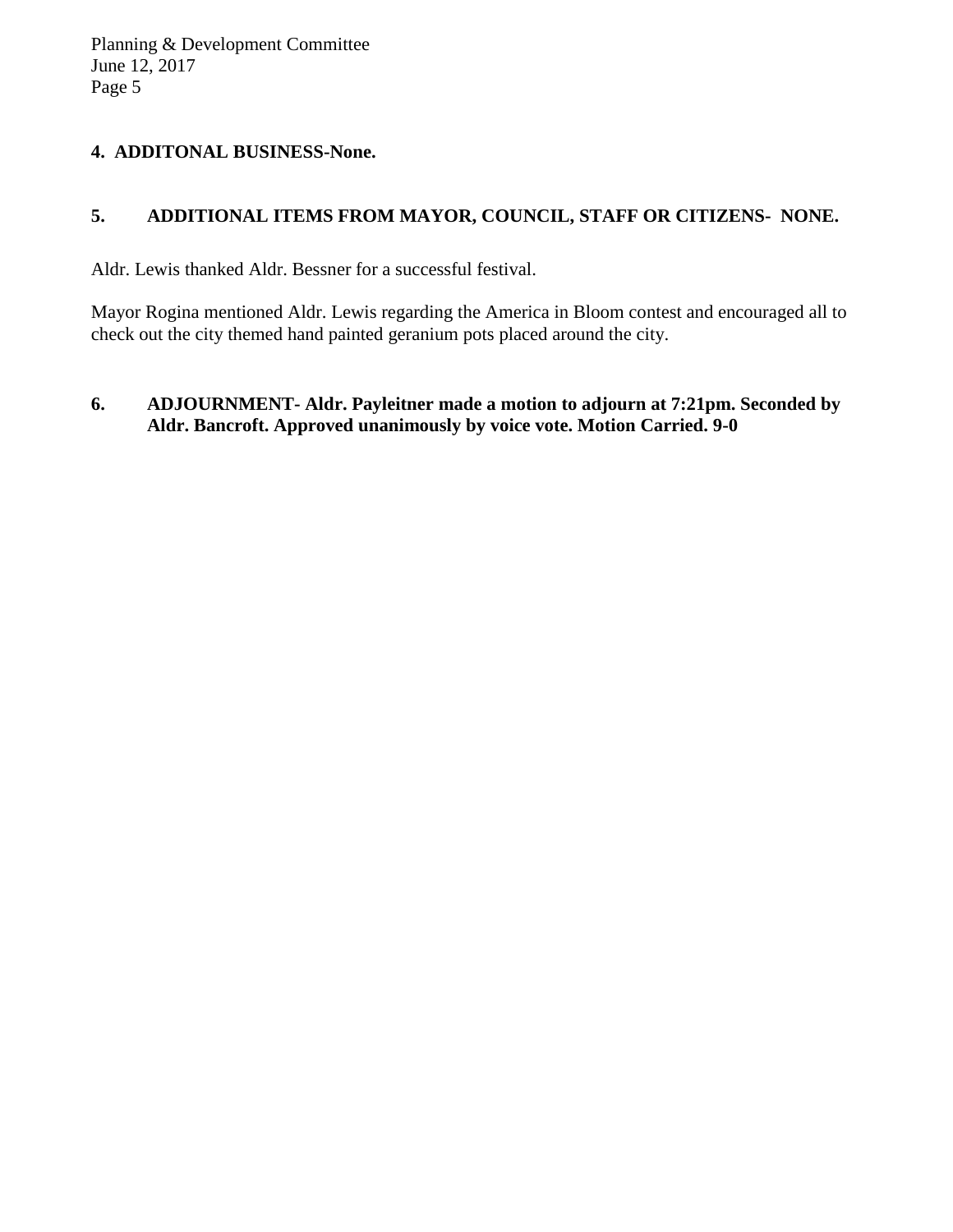**4. ADDITONAL BUSINESS-None.**

**5. ADDITIONAL ITEMS FROM MAYOR, COUNCIL, STAFF OR CITIZENS- NONE.**

Aldr. Lewis thanked Aldr. Bessner for a successful festival.

Mayor Rogina mentioned Aldr. Lewis regarding the America in Bloom contest and encouraged all to check out the city themed hand painted geranium pots placed around the city.

**6. ADJOURNMENT- Aldr. Payleitner made a motion to adjourn at 7:21pm. Seconded by Aldr. Bancroft. Approved unanimously by voice vote. Motion Carried. 9-0**